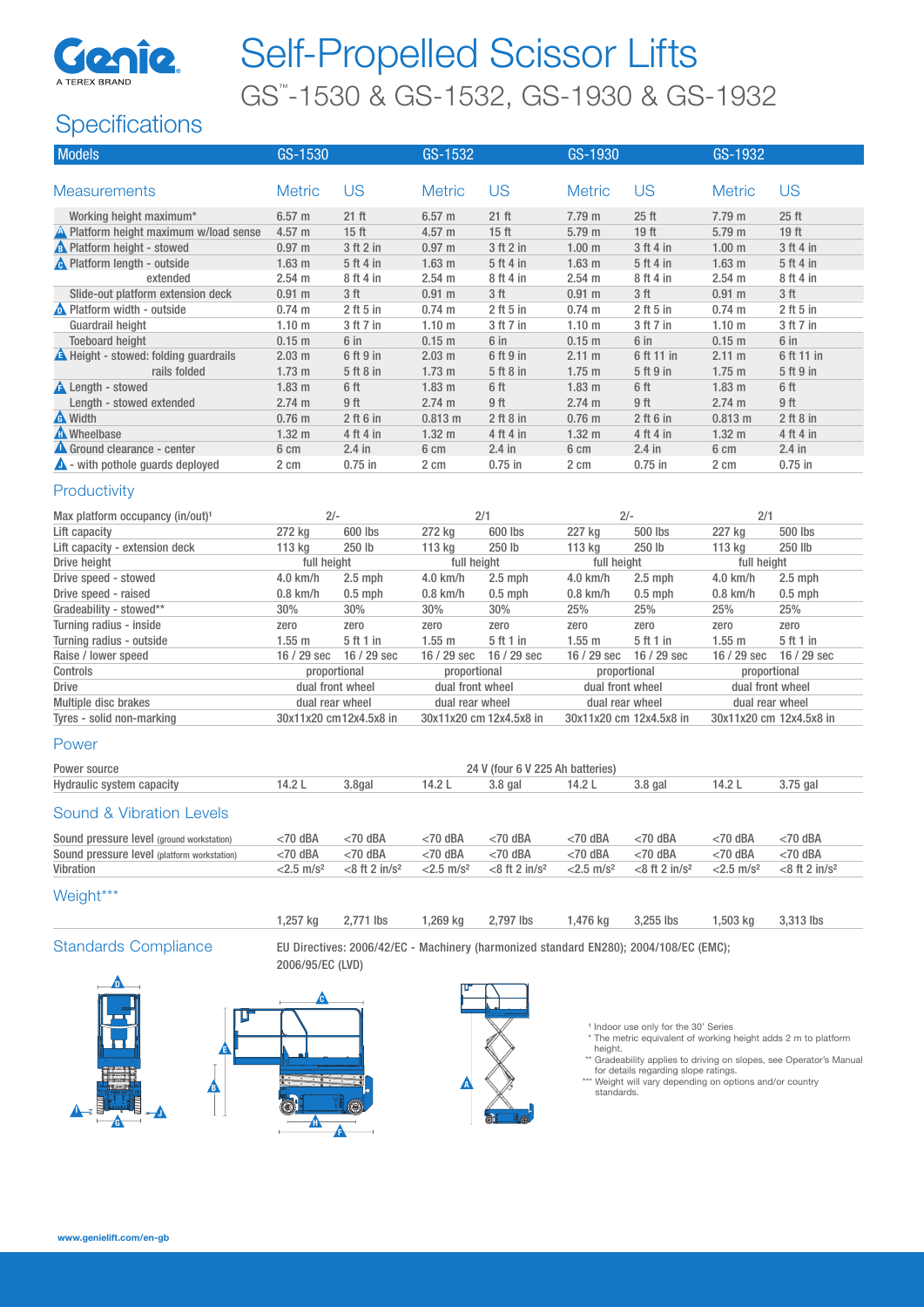# Self-Propelled Scissor Lifts

## GS™-1530 & GS-1532, GS-1930 & GS-1932

## Specifications

| Models | GS-1530 | | GS-1532 | | GS-1930 | | GS-1932 | |
|---|---|---|---|---|---|---|---|---|
| **Measurements** | **Metric** | **US** | **Metric** | **US** | **Metric** | **US** | **Metric** | **US** |
| Working height maximum* | 6.57 m | 21 ft | 6.57 m | 21 ft | 7.79 m | 25 ft | 7.79 m | 25 ft |
| A Platform height maximum w/load sense | 4.57 m | 15 ft | 4.57 m | 15 ft | 5.79 m | 19 ft | 5.79 m | 19 ft |
| B Platform height - stowed | 0.97 m | 3 ft 2 in | 0.97 m | 3 ft 2 in | 1.00 m | 3 ft 4 in | 1.00 m | 3 ft 4 in |
| C Platform length - outside | 1.63 m | 5 ft 4 in | 1.63 m | 5 ft 4 in | 1.63 m | 5 ft 4 in | 1.63 m | 5 ft 4 in |
| extended | 2.54 m | 8 ft 4 in | 2.54 m | 8 ft 4 in | 2.54 m | 8 ft 4 in | 2.54 m | 8 ft 4 in |
| Slide-out platform extension deck | 0.91 m | 3 ft | 0.91 m | 3 ft | 0.91 m | 3 ft | 0.91 m | 3 ft |
| D Platform width - outside | 0.74 m | 2 ft 5 in | 0.74 m | 2 ft 5 in | 0.74 m | 2 ft 5 in | 0.74 m | 2 ft 5 in |
| Guardrail height | 1.10 m | 3 ft 7 in | 1.10 m | 3 ft 7 in | 1.10 m | 3 ft 7 in | 1.10 m | 3 ft 7 in |
| Toeboard height | 0.15 m | 6 in | 0.15 m | 6 in | 0.15 m | 6 in | 0.15 m | 6 in |
| E Height - stowed: folding guardrails | 2.03 m | 6 ft 9 in | 2.03 m | 6 ft 9 in | 2.11 m | 6 ft 11 in | 2.11 m | 6 ft 11 in |
| rails folded | 1.73 m | 5 ft 8 in | 1.73 m | 5 ft 8 in | 1.75 m | 5 ft 9 in | 1.75 m | 5 ft 9 in |
| F Length - stowed | 1.83 m | 6 ft | 1.83 m | 6 ft | 1.83 m | 6 ft | 1.83 m | 6 ft |
| Length - stowed extended | 2.74 m | 9 ft | 2.74 m | 9 ft | 2.74 m | 9 ft | 2.74 m | 9 ft |
| G Width | 0.76 m | 2 ft 6 in | 0.813 m | 2 ft 8 in | 0.76 m | 2 ft 6 in | 0.813 m | 2 ft 8 in |
| H Wheelbase | 1.32 m | 4 ft 4 in | 1.32 m | 4 ft 4 in | 1.32 m | 4 ft 4 in | 1.32 m | 4 ft 4 in |
| I Ground clearance - center | 6 cm | 2.4 in | 6 cm | 2.4 in | 6 cm | 2.4 in | 6 cm | 2.4 in |
| J - with pothole guards deployed | 2 cm | 0.75 in | 2 cm | 0.75 in | 2 cm | 0.75 in | 2 cm | 0.75 in |

### Productivity

| | GS-1530 | | GS-1532 | | GS-1930 | | GS-1932 | |
|---|---|---|---|---|---|---|---|---|
| Max platform occupancy (in/out)[1] | 2/- | | 2/1 | | 2/- | | 2/1 | |
| Lift capacity | 272 kg | 600 lbs | 272 kg | 600 lbs | 227 kg | 500 lbs | 227 kg | 500 lbs |
| Lift capacity - extension deck | 113 kg | 250 lb | 113 kg | 250 lb | 113 kg | 250 lb | 113 kg | 250 llb |
| Drive height | full height | | full height | | full height | | full height | |
| Drive speed - stowed | 4.0 km/h | 2.5 mph | 4.0 km/h | 2.5 mph | 4.0 km/h | 2.5 mph | 4.0 km/h | 2.5 mph |
| Drive speed - raised | 0.8 km/h | 0.5 mph | 0.8 km/h | 0.5 mph | 0.8 km/h | 0.5 mph | 0.8 km/h | 0.5 mph |
| Gradeability - stowed** | 30% | 30% | 30% | 30% | 25% | 25% | 25% | 25% |
| Turning radius - inside | zero | zero | zero | zero | zero | zero | zero | zero |
| Turning radius - outside | 1.55 m | 5 ft 1 in | 1.55 m | 5 ft 1 in | 1.55 m | 5 ft 1 in | 1.55 m | 5 ft 1 in |
| Raise / lower speed | 16 / 29 sec | 16 / 29 sec | 16 / 29 sec | 16 / 29 sec | 16 / 29 sec | 16 / 29 sec | 16 / 29 sec | 16 / 29 sec |
| Controls | proportional | | proportional | | proportional | | proportional | |
| Drive | dual front wheel | | dual front wheel | | dual front wheel | | dual front wheel | |
| Multiple disc brakes | dual rear wheel | | dual rear wheel | | dual rear wheel | | dual rear wheel | |
| Tyres - solid non-marking | 30x11x20 cm | 12x4.5x8 in | 30x11x20 cm | 12x4.5x8 in | 30x11x20 cm | 12x4.5x8 in | 30x11x20 cm | 12x4.5x8 in |

### Power

| | GS-1530 | | GS-1532 | | GS-1930 | | GS-1932 | |
|---|---|---|---|---|---|---|---|---|
| Power source | 24 V (four 6 V 225 Ah batteries) | | | | | | | |
| Hydraulic system capacity | 14.2 L | 3.8gal | 14.2 L | 3.8 gal | 14.2 L | 3.8 gal | 14.2 L | 3.75 gal |

### Sound & Vibration Levels

| | GS-1530 | | GS-1532 | | GS-1930 | | GS-1932 | |
|---|---|---|---|---|---|---|---|---|
| Sound pressure level (ground workstation) | <70 dBA | <70 dBA | <70 dBA | <70 dBA | <70 dBA | <70 dBA | <70 dBA | <70 dBA |
| Sound pressure level (platform workstation) | <70 dBA | <70 dBA | <70 dBA | <70 dBA | <70 dBA | <70 dBA | <70 dBA | <70 dBA |
| Vibration | <2.5 m/s² | <8 ft 2 in/s² | <2.5 m/s² | <8 ft 2 in/s² | <2.5 m/s² | <8 ft 2 in/s² | <2.5 m/s² | <8 ft 2 in/s² |

### Weight***

| | GS-1530 | | GS-1532 | | GS-1930 | | GS-1932 | |
|---|---|---|---|---|---|---|---|---|
| | 1,257 kg | 2,771 lbs | 1,269 kg | 2,797 lbs | 1,476 kg | 3,255 lbs | 1,503 kg | 3,313 lbs |

### Standards Compliance

EU Directives: 2006/42/EC - Machinery (harmonized standard EN280); 2004/108/EC (EMC); 2006/95/EC (LVD)

[1] Indoor use only for the 30' Series

\* The metric equivalent of working height adds 2 m to platform height.

\*\* Gradeability applies to driving on slopes, see Operator's Manual for details regarding slope ratings.

\*\*\* Weight will vary depending on options and/or country standards.

www.genielift.com/en-gb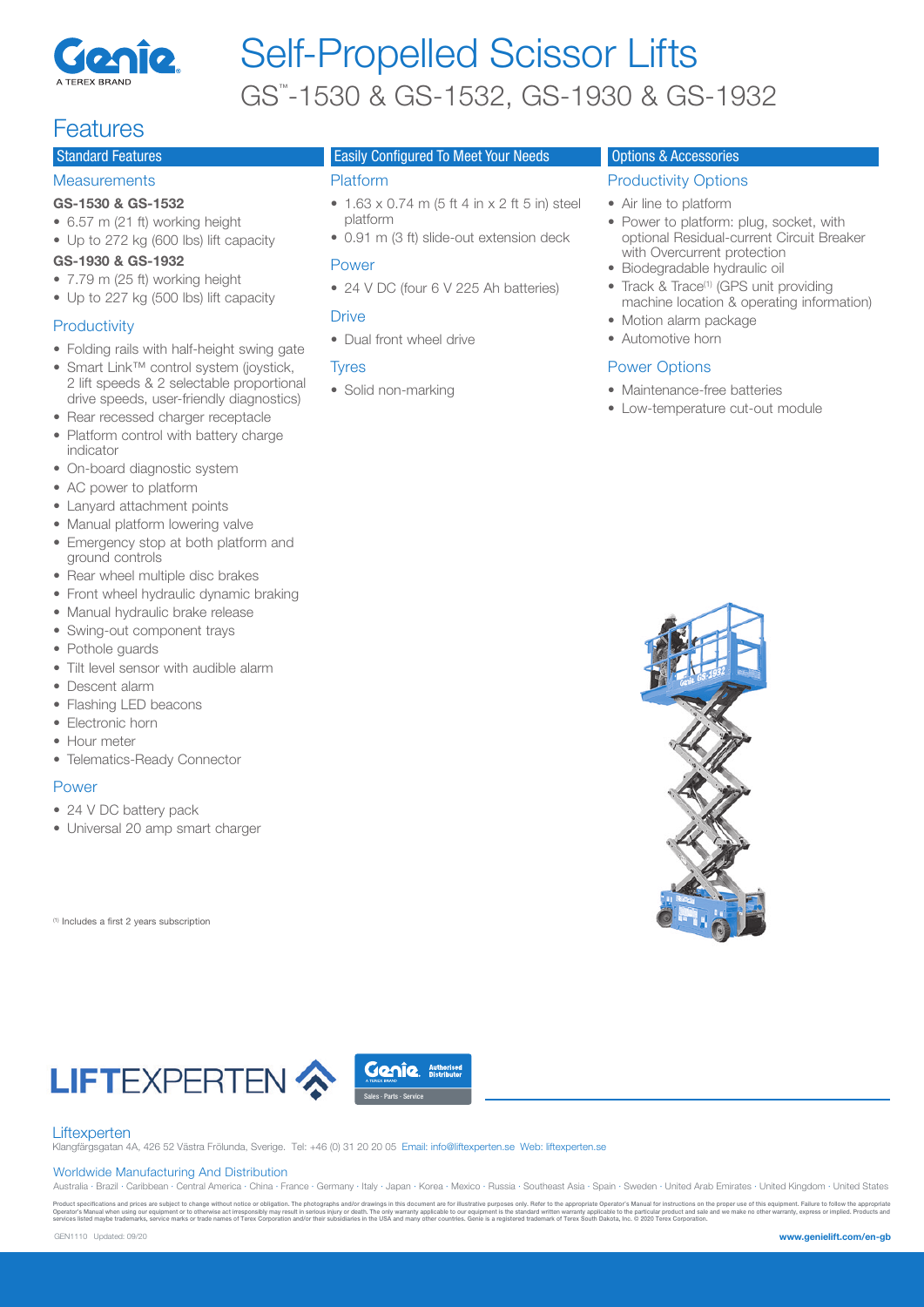# Self-Propelled Scissor Lifts

## GS™-1530 & GS-1532, GS-1930 & GS-1932

# Features

## Standard Features

### Measurements

**GS-1530 & GS-1532**

- 6.57 m (21 ft) working height
- Up to 272 kg (600 lbs) lift capacity

**GS-1930 & GS-1932**

- 7.79 m (25 ft) working height
- Up to 227 kg (500 lbs) lift capacity

### Productivity

- Folding rails with half-height swing gate
- Smart Link™ control system (joystick, 2 lift speeds & 2 selectable proportional drive speeds, user-friendly diagnostics)
- Rear recessed charger receptacle
- Platform control with battery charge indicator
- On-board diagnostic system
- AC power to platform
- Lanyard attachment points
- Manual platform lowering valve
- Emergency stop at both platform and ground controls
- Rear wheel multiple disc brakes
- Front wheel hydraulic dynamic braking
- Manual hydraulic brake release
- Swing-out component trays
- Pothole guards
- Tilt level sensor with audible alarm
- Descent alarm
- Flashing LED beacons
- Electronic horn
- Hour meter
- Telematics-Ready Connector

### Power

- 24 V DC battery pack
- Universal 20 amp smart charger

## Easily Configured To Meet Your Needs

### Platform

- 1.63 x 0.74 m (5 ft 4 in x 2 ft 5 in) steel platform
- 0.91 m (3 ft) slide-out extension deck

### Power

- 24 V DC (four 6 V 225 Ah batteries)

### Drive

- Dual front wheel drive

### Tyres

- Solid non-marking

## Options & Accessories

### Productivity Options

- Air line to platform
- Power to platform: plug, socket, with optional Residual-current Circuit Breaker with Overcurrent protection
- Biodegradable hydraulic oil
- Track & Trace[1] (GPS unit providing machine location & operating information)
- Motion alarm package
- Automotive horn

### Power Options

- Maintenance-free batteries
- Low-temperature cut-out module

[1] Includes a first 2 years subscription

**Liftexperten**

Klangfärgsgatan 4A, 426 52 Västra Frölunda, Sverige. Tel: +46 (0) 31 20 20 05 Email: info@liftexperten.se Web: liftexperten.se

**Worldwide Manufacturing And Distribution**

Australia · Brazil · Caribbean · Central America · China · France · Germany · Italy · Japan · Korea · Mexico · Russia · Southeast Asia · Spain · Sweden · United Arab Emirates · United Kingdom · United States

Product specifications and prices are subject to change without notice or obligation. The photographs and/or drawings in this document are for illustrative purposes only. Refer to the appropriate Operator's Manual for instructions on the proper use of this equipment. Failure to follow the appropriate Operator's Manual when using our equipment or to otherwise act irresponsibly may result in serious injury or death. The only warranty applicable to our equipment is the standard written warranty applicable to the particular product and sale and we make no other warranty, express or implied. Products and services listed maybe trademarks, service marks or trade names of Terex Corporation and/or their subsidiaries in the USA and many other countries. Genie is a registered trademark of Terex South Dakota, Inc. © 2020 Terex Corporation.

GEN1110 Updated: 09/20

www.genielift.com/en-gb